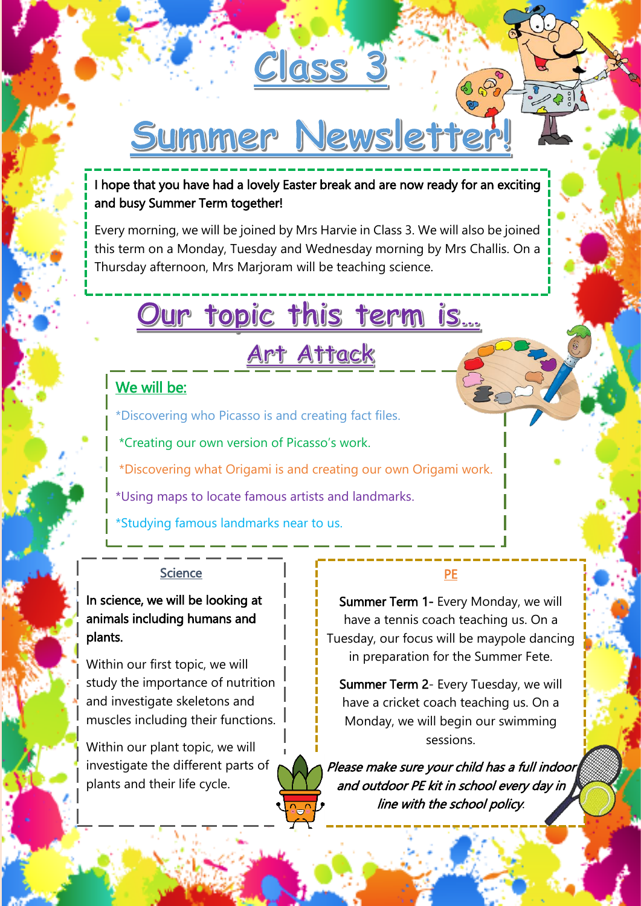# Class 3

# Summer Newsletter!

**I hope that you have had a lovely Easter break and are now ready for an exciting and busy Summer Term together!**

Every morning, we will be joined by Mrs Harvie in Class 3. We will also be joined this term on a Monday, Tuesday and Wednesday morning by Mrs Challis. On a Thursday afternoon, Mrs Marjoram will be teaching science.

## Our topic this term is…

## Art Attack

### We will be:

*Discovering who Picasso is and creating fact files.

*Creating our own version of Picasso's work.

*Discovering what Origami is and creating our own Origami work.

*Using maps to locate famous artists and landmarks.

*Studying famous landmarks near to us.

### Science

**In science, we will be looking at animals including humans and plants.**

Within our first topic, we will study the importance of nutrition and investigate skeletons and muscles including their functions.

Within our plant topic, we will investigate the different parts of plants and their life cycle.

### PE

**Summer Term 1**- Every Monday, we will have a tennis coach teaching us. On a Tuesday, our focus will be maypole dancing in preparation for the Summer Fete.

**Summer Term 2**- Every Tuesday, we will have a cricket coach teaching us. On a Monday, we will begin our swimming sessions.

*Please make sure your child has a full indoor and outdoor PE kit in school every day in line with the school policy.*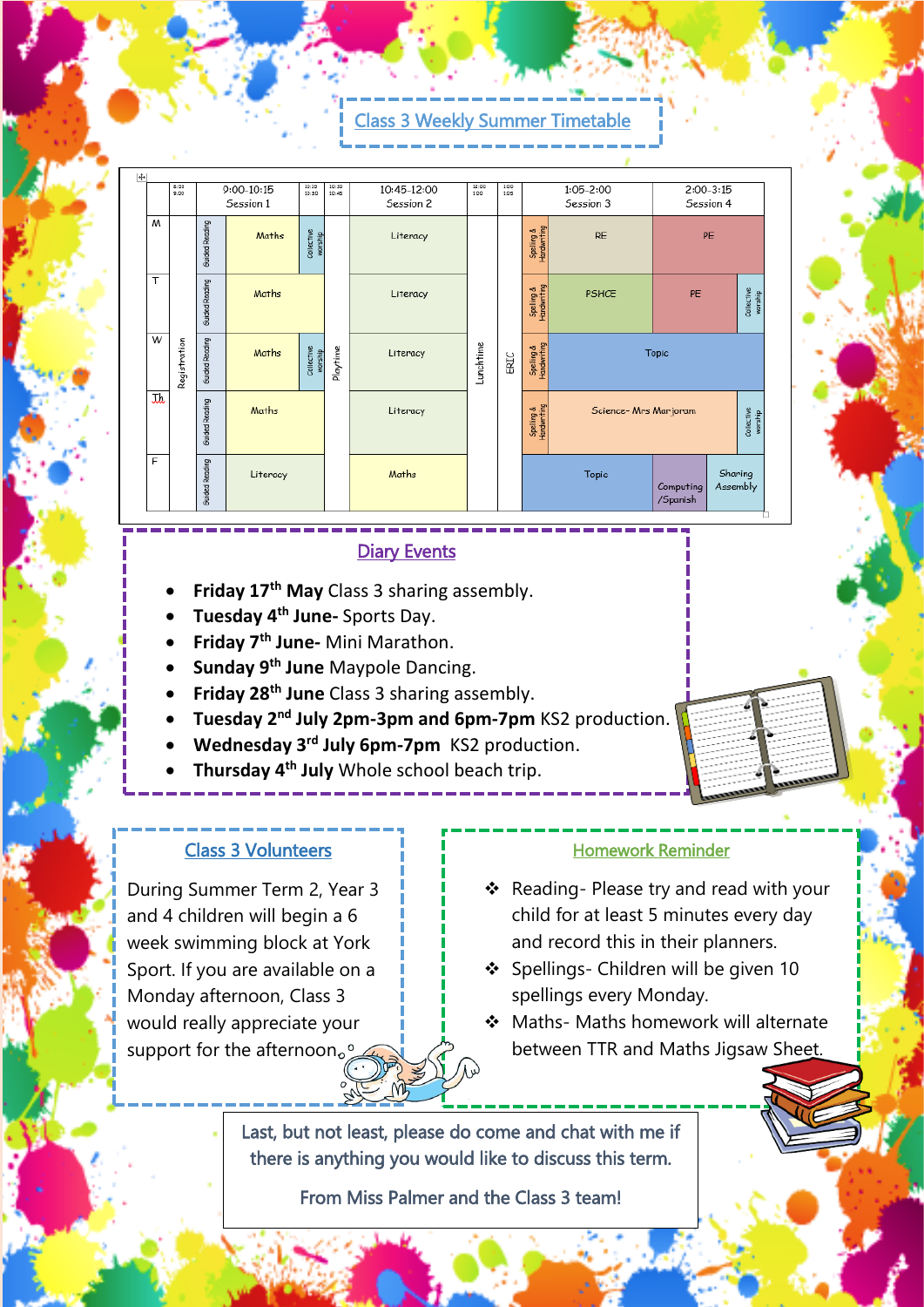## Class 3 Weekly Summer Timetable

| | 8:50 9:00 | | 9:00-10:15 Session 1 | | 10:15 10:30 | 10:30 10:45 | 10:45-12:00 Session 2 | 12:00 1:00 | 1:00 1:05 | | 1:05-2:00 Session 3 | 2:00-3:15 Session 4 | |
|---|---|---|---|---|---|---|---|---|---|---|---|---|---|
| M | Registration | Guided Reading | Maths | Collective worship | | Playtime | Literacy | Lunchtime | ERIC | Spelling & Handwriting | RE | PE | |
| T | Registration | Guided Reading | Maths | | | Playtime | Literacy | Lunchtime | ERIC | Spelling & Handwriting | PSHCE | PE | Collective worship |
| W | Registration | Guided Reading | Maths | Collective worship | | Playtime | Literacy | Lunchtime | ERIC | Spelling & Handwriting | Topic | | |
| Th | Registration | Guided Reading | Maths | | | Playtime | Literacy | Lunchtime | ERIC | Spelling & Handwriting | Science- Mrs Marjoram | | Collective worship |
| F | Registration | Guided Reading | Literacy | | | Playtime | Maths | Lunchtime | ERIC | Topic | | Computing /Spanish | Sharing Assembly |

## Diary Events

- **Friday 17th May** Class 3 sharing assembly.
- **Tuesday 4th June-** Sports Day.
- **Friday 7th June-** Mini Marathon.
- **Sunday 9th June** Maypole Dancing.
- **Friday 28th June** Class 3 sharing assembly.
- **Tuesday 2nd July 2pm-3pm and 6pm-7pm** KS2 production.
- **Wednesday 3rd July 6pm-7pm** KS2 production.
- **Thursday 4th July** Whole school beach trip.

## Class 3 Volunteers

During Summer Term 2, Year 3 and 4 children will begin a 6 week swimming block at York Sport. If you are available on a Monday afternoon, Class 3 would really appreciate your support for the afternoon.

## Homework Reminder

- Reading- Please try and read with your child for at least 5 minutes every day and record this in their planners.
- Spellings- Children will be given 10 spellings every Monday.
- Maths- Maths homework will alternate between TTR and Maths Jigsaw Sheet.

Last, but not least, please do come and chat with me if there is anything you would like to discuss this term.

From Miss Palmer and the Class 3 team!